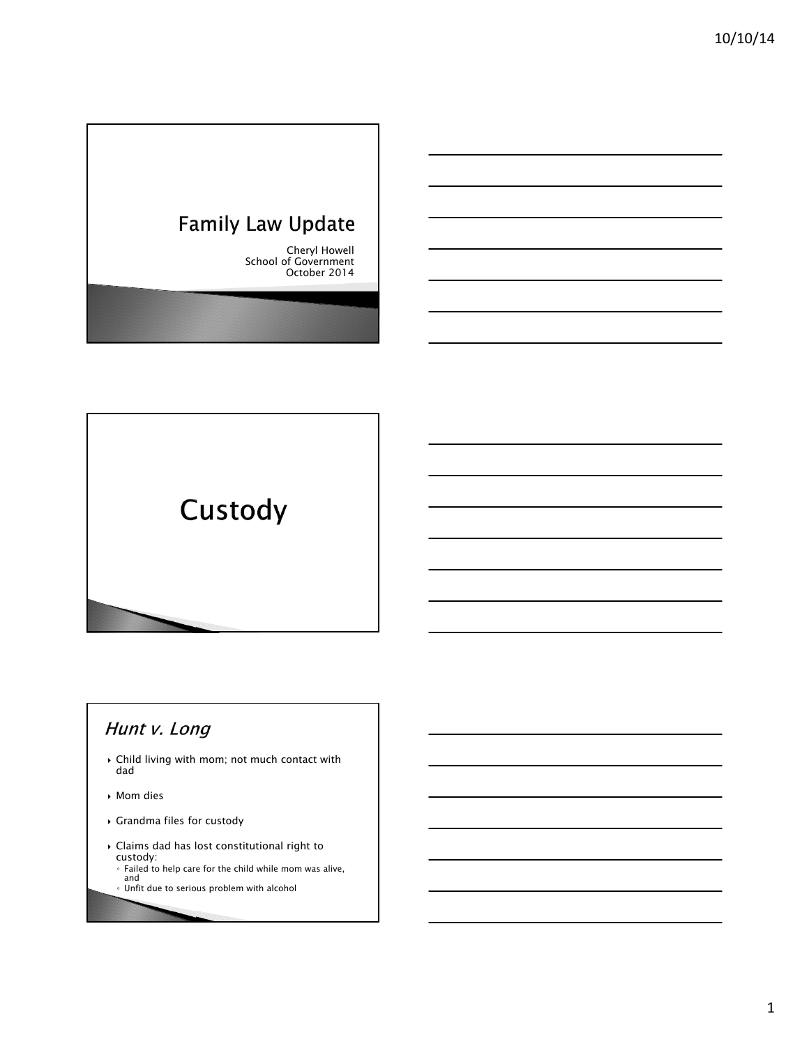# Family Law Update

Cheryl Howell
School of Government
October 2014

# Custody

## *Hunt v. Long*

- Child living with mom; not much contact with dad
- Mom dies
- Grandma files for custody
- Claims dad has lost constitutional right to custody:
  - Failed to help care for the child while mom was alive, and
  - Unfit due to serious problem with alcohol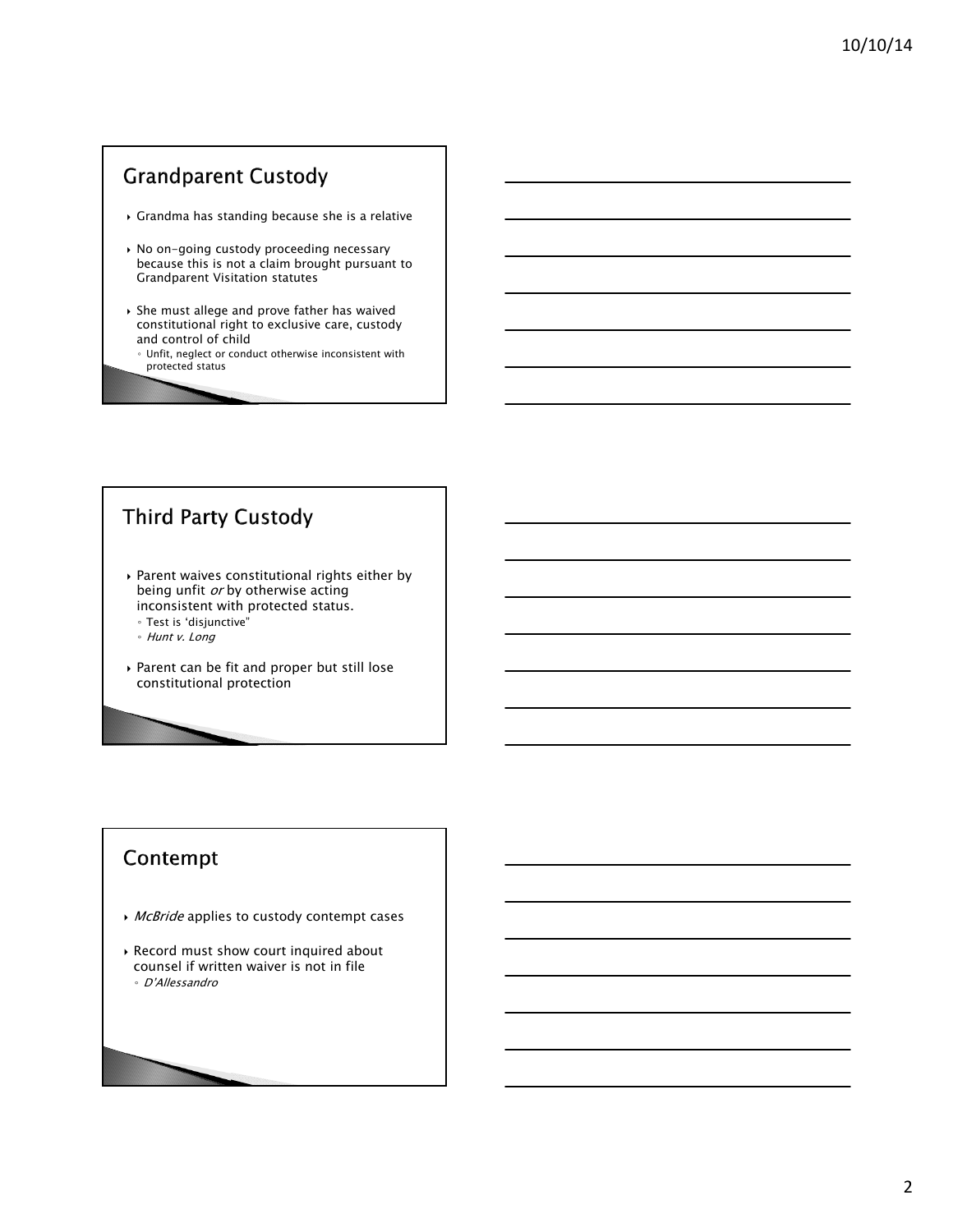## Grandparent Custody

- Grandma has standing because she is a relative
- No on-going custody proceeding necessary because this is not a claim brought pursuant to Grandparent Visitation statutes
- She must allege and prove father has waived constitutional right to exclusive care, custody and control of child
  - Unfit, neglect or conduct otherwise inconsistent with protected status

## Third Party Custody

- Parent waives constitutional rights either by being unfit *or* by otherwise acting inconsistent with protected status.
  - Test is 'disjunctive"
  - *Hunt v. Long*
- Parent can be fit and proper but still lose constitutional protection

## Contempt

- *McBride* applies to custody contempt cases
- Record must show court inquired about counsel if written waiver is not in file
  - *D'Allessandro*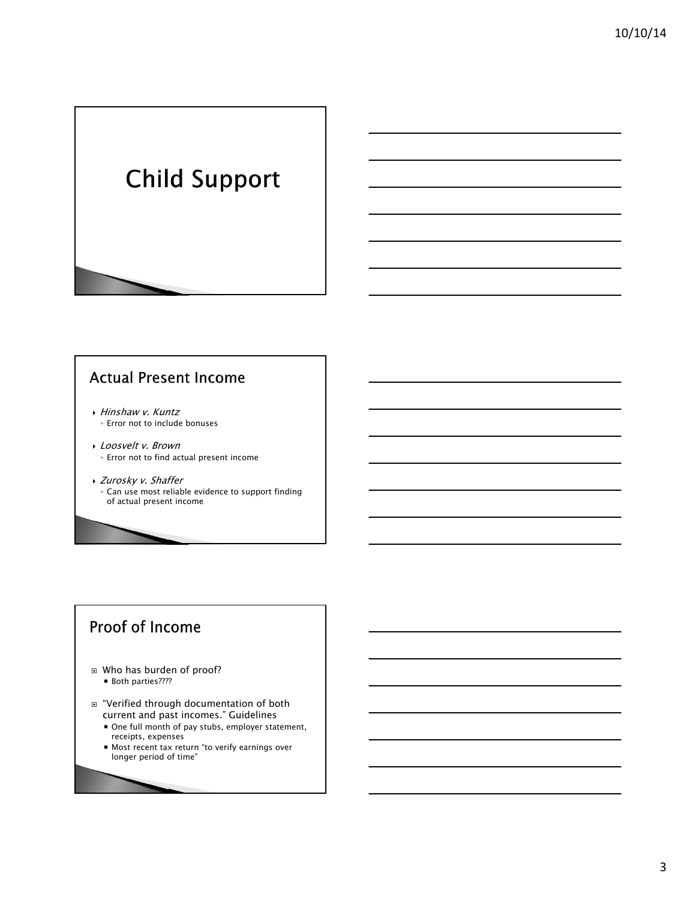# Child Support

## Actual Present Income

- *Hinshaw v. Kuntz*
  - Error not to include bonuses
- *Loosvelt v. Brown*
  - Error not to find actual present income
- *Zurosky v. Shaffer*
  - Can use most reliable evidence to support finding of actual present income

## Proof of Income

- Who has burden of proof?
  - Both parties????
- "Verified through documentation of both current and past incomes." Guidelines
  - One full month of pay stubs, employer statement, receipts, expenses
  - Most recent tax return "to verify earnings over longer period of time"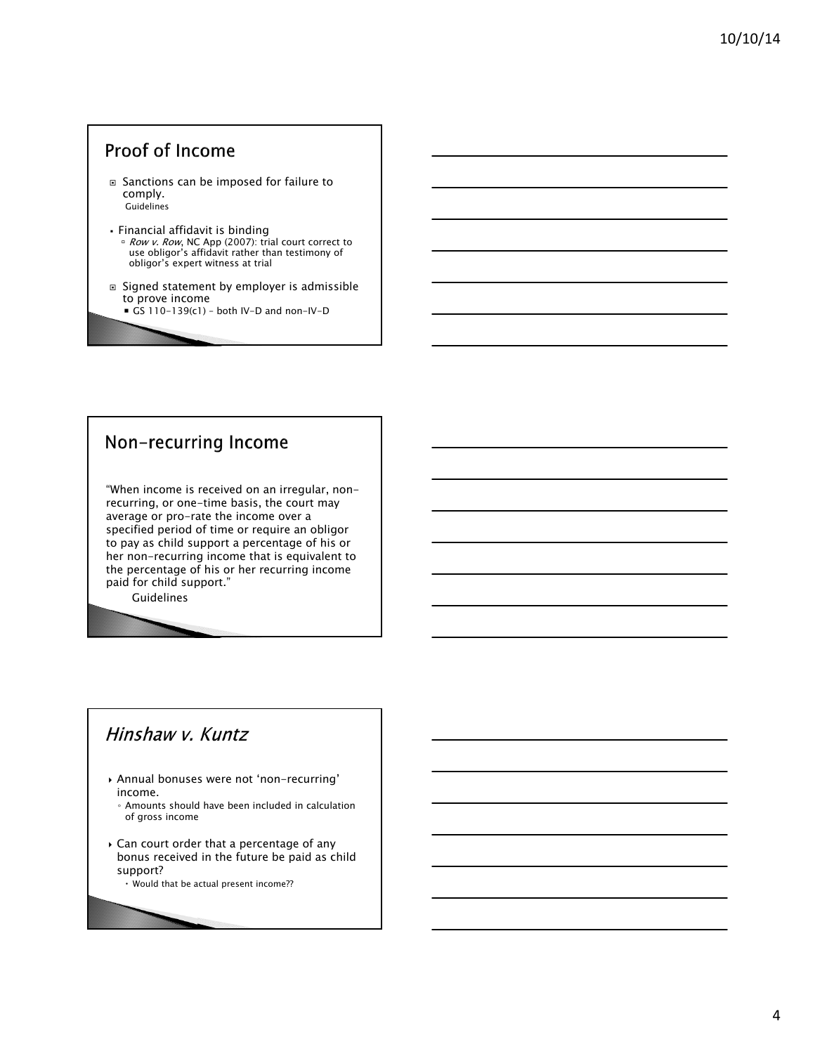## Proof of Income

- Sanctions can be imposed for failure to comply.
  Guidelines

- Financial affidavit is binding
  - *Row v. Row*, NC App (2007): trial court correct to use obligor's affidavit rather than testimony of obligor's expert witness at trial

- Signed statement by employer is admissible to prove income
  - GS 110-139(c1) – both IV-D and non-IV-D

## Non-recurring Income

"When income is received on an irregular, non-recurring, or one-time basis, the court may average or pro-rate the income over a specified period of time or require an obligor to pay as child support a percentage of his or her non-recurring income that is equivalent to the percentage of his or her recurring income paid for child support."

Guidelines

## *Hinshaw v. Kuntz*

- Annual bonuses were not 'non-recurring' income.
  - Amounts should have been included in calculation of gross income

- Can court order that a percentage of any bonus received in the future be paid as child support?
  - Would that be actual present income??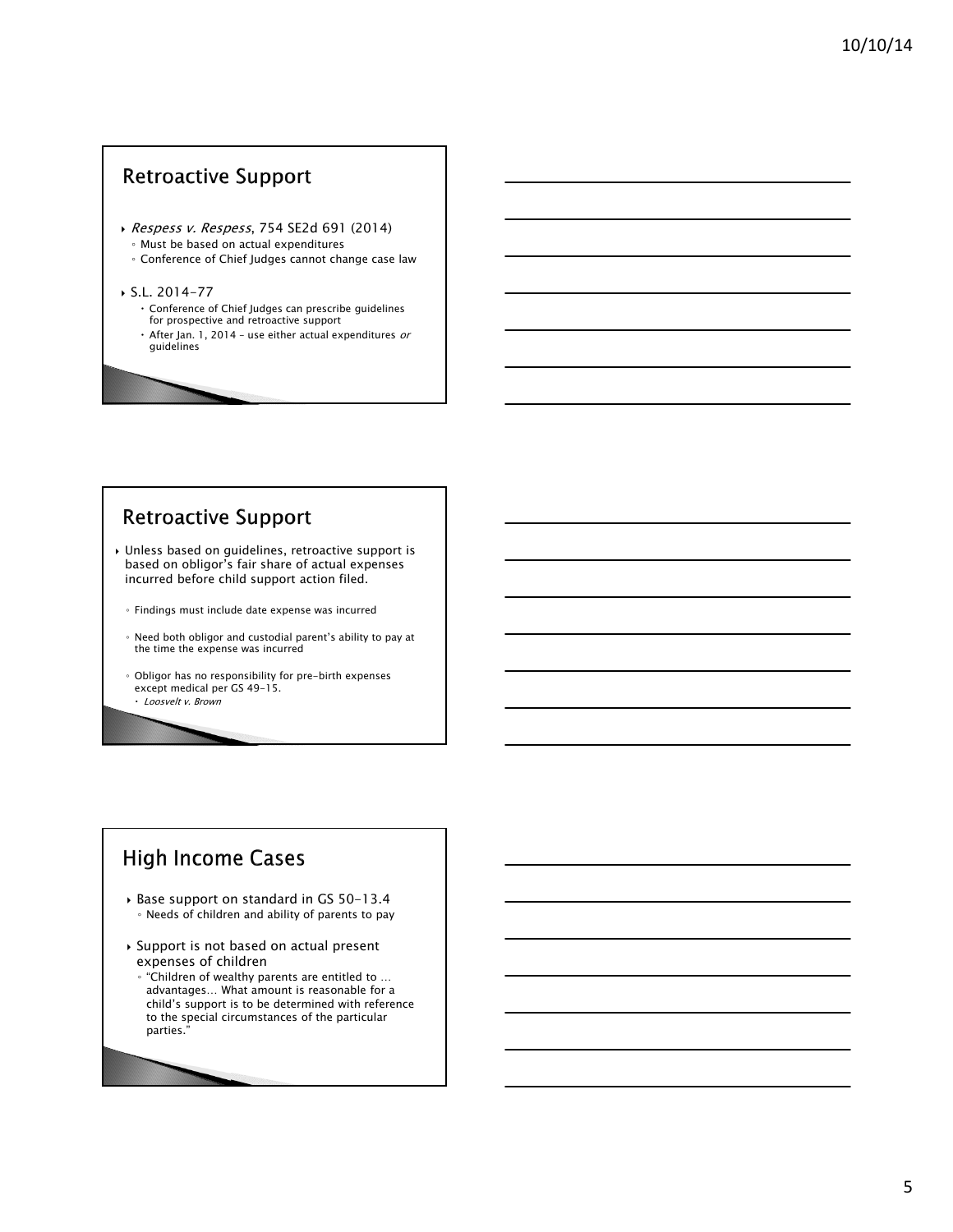## Retroactive Support

- *Respess v. Respess*, 754 SE2d 691 (2014)
  - Must be based on actual expenditures
  - Conference of Chief Judges cannot change case law
- S.L. 2014-77
  - Conference of Chief Judges can prescribe guidelines for prospective and retroactive support
  - After Jan. 1, 2014 – use either actual expenditures *or* guidelines

## Retroactive Support

- Unless based on guidelines, retroactive support is based on obligor's fair share of actual expenses incurred before child support action filed.
  - Findings must include date expense was incurred
  - Need both obligor and custodial parent's ability to pay at the time the expense was incurred
  - Obligor has no responsibility for pre-birth expenses except medical per GS 49-15.
    - *Loosvelt v. Brown*

## High Income Cases

- Base support on standard in GS 50-13.4
  - Needs of children and ability of parents to pay
- Support is not based on actual present expenses of children
  - "Children of wealthy parents are entitled to … advantages… What amount is reasonable for a child's support is to be determined with reference to the special circumstances of the particular parties."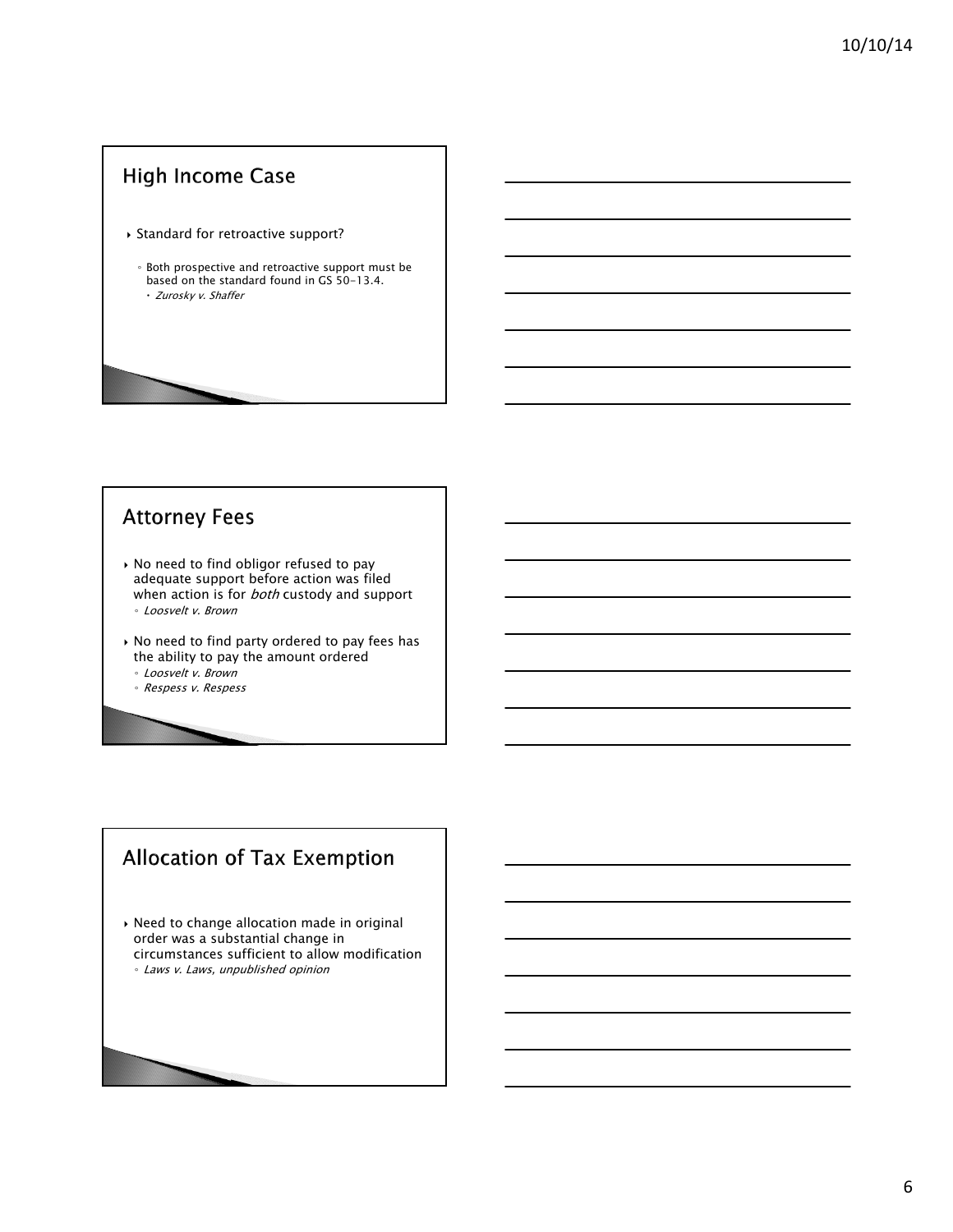## High Income Case

- Standard for retroactive support?
  - Both prospective and retroactive support must be based on the standard found in GS 50-13.4.
    - *Zurosky v. Shaffer*

## Attorney Fees

- No need to find obligor refused to pay adequate support before action was filed when action is for *both* custody and support
  - *Loosvelt v. Brown*
- No need to find party ordered to pay fees has the ability to pay the amount ordered
  - *Loosvelt v. Brown*
  - *Respess v. Respess*

## Allocation of Tax Exemption

- Need to change allocation made in original order was a substantial change in circumstances sufficient to allow modification
  - *Laws v. Laws, unpublished opinion*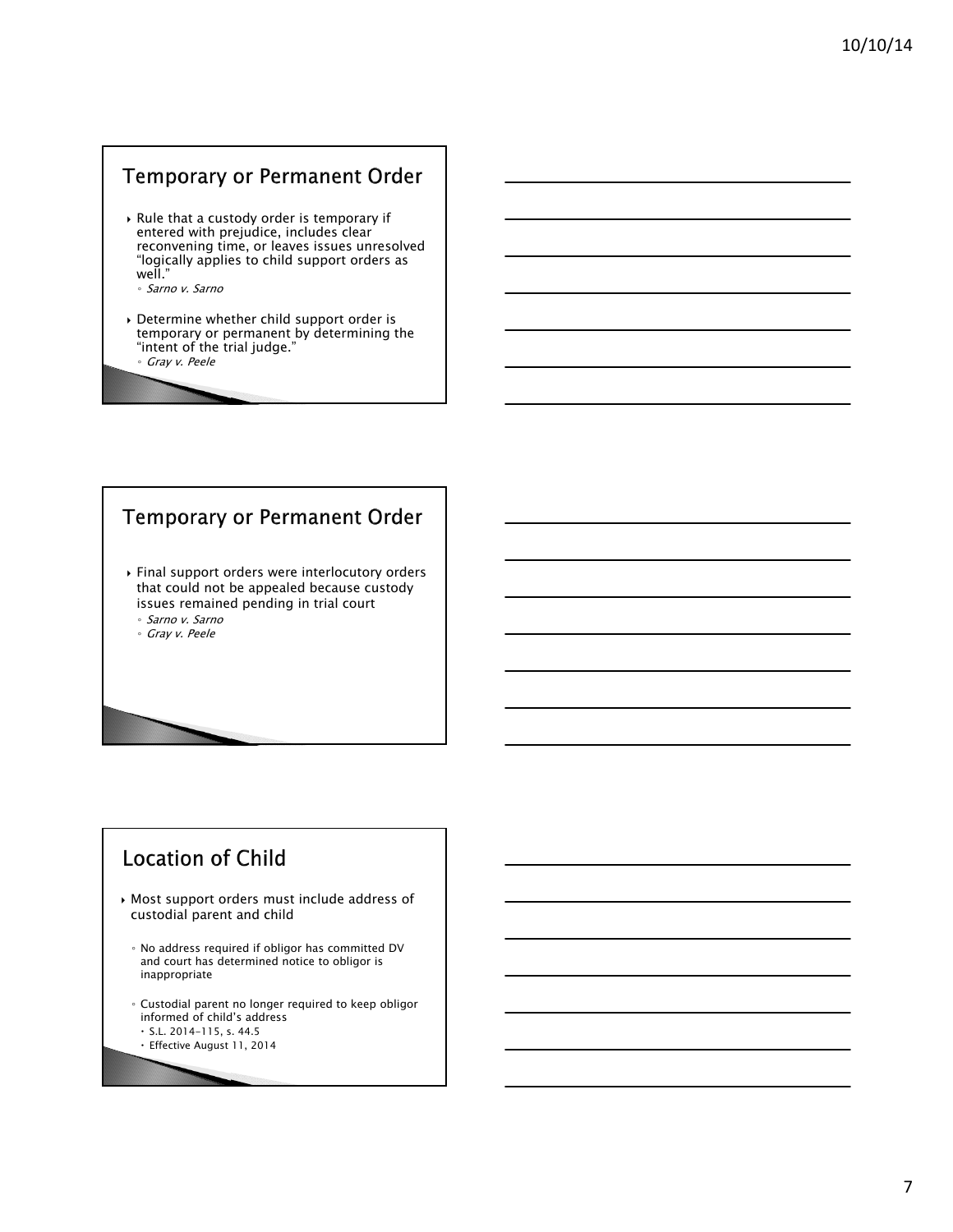## Temporary or Permanent Order

- Rule that a custody order is temporary if entered with prejudice, includes clear reconvening time, or leaves issues unresolved "logically applies to child support orders as well."
  - *Sarno v. Sarno*
- Determine whether child support order is temporary or permanent by determining the "intent of the trial judge."
  - *Gray v. Peele*

## Temporary or Permanent Order

- Final support orders were interlocutory orders that could not be appealed because custody issues remained pending in trial court
  - *Sarno v. Sarno*
  - *Gray v. Peele*

## Location of Child

- Most support orders must include address of custodial parent and child
  - No address required if obligor has committed DV and court has determined notice to obligor is inappropriate
  - Custodial parent no longer required to keep obligor informed of child's address
    - S.L. 2014-115, s. 44.5
    - Effective August 11, 2014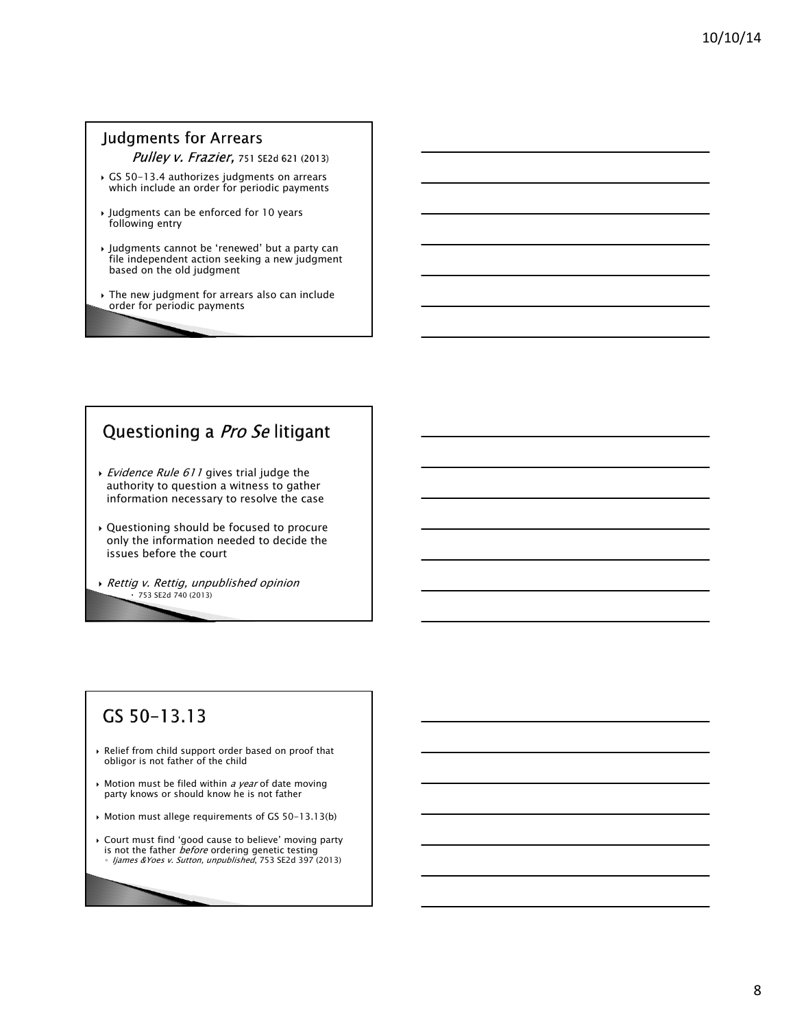## Judgments for Arrears

*Pulley v. Frazier*, 751 SE2d 621 (2013)

- GS 50-13.4 authorizes judgments on arrears which include an order for periodic payments
- Judgments can be enforced for 10 years following entry
- Judgments cannot be 'renewed' but a party can file independent action seeking a new judgment based on the old judgment
- The new judgment for arrears also can include order for periodic payments

## Questioning a *Pro Se* litigant

- *Evidence Rule 611* gives trial judge the authority to question a witness to gather information necessary to resolve the case
- Questioning should be focused to procure only the information needed to decide the issues before the court
- *Rettig v. Rettig, unpublished opinion*
  - 753 SE2d 740 (2013)

## GS 50-13.13

- Relief from child support order based on proof that obligor is not father of the child
- Motion must be filed within *a year* of date moving party knows or should know he is not father
- Motion must allege requirements of GS 50-13.13(b)
- Court must find 'good cause to believe' moving party is not the father *before* ordering genetic testing
  - *Ijames &Yoes v. Sutton, unpublished*, 753 SE2d 397 (2013)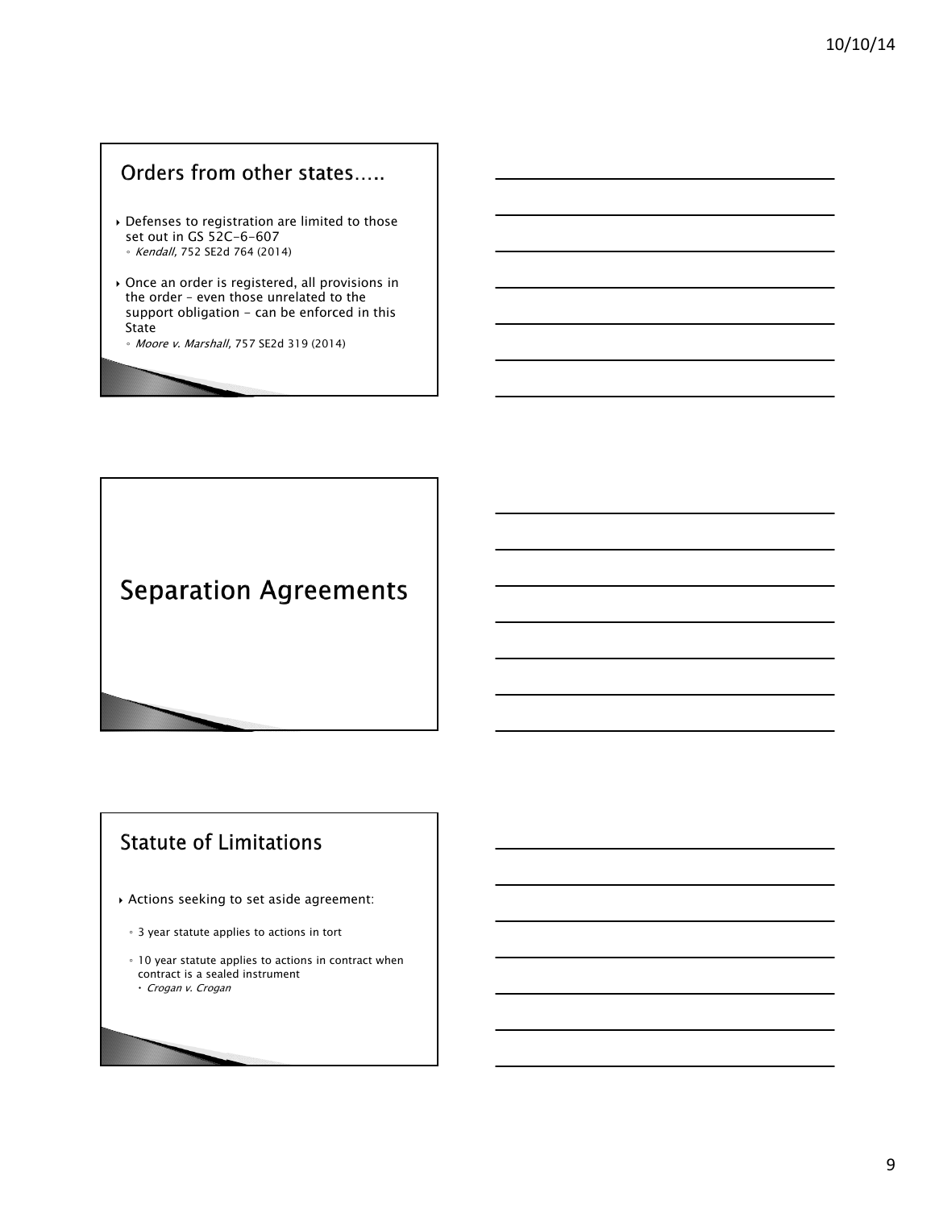## Orders from other states…..

- Defenses to registration are limited to those set out in GS 52C-6-607
  - *Kendall*, 752 SE2d 764 (2014)
- Once an order is registered, all provisions in the order – even those unrelated to the support obligation – can be enforced in this State
  - *Moore v. Marshall*, 757 SE2d 319 (2014)

# Separation Agreements

## Statute of Limitations

- Actions seeking to set aside agreement:
  - 3 year statute applies to actions in tort
  - 10 year statute applies to actions in contract when contract is a sealed instrument
    - *Crogan v. Crogan*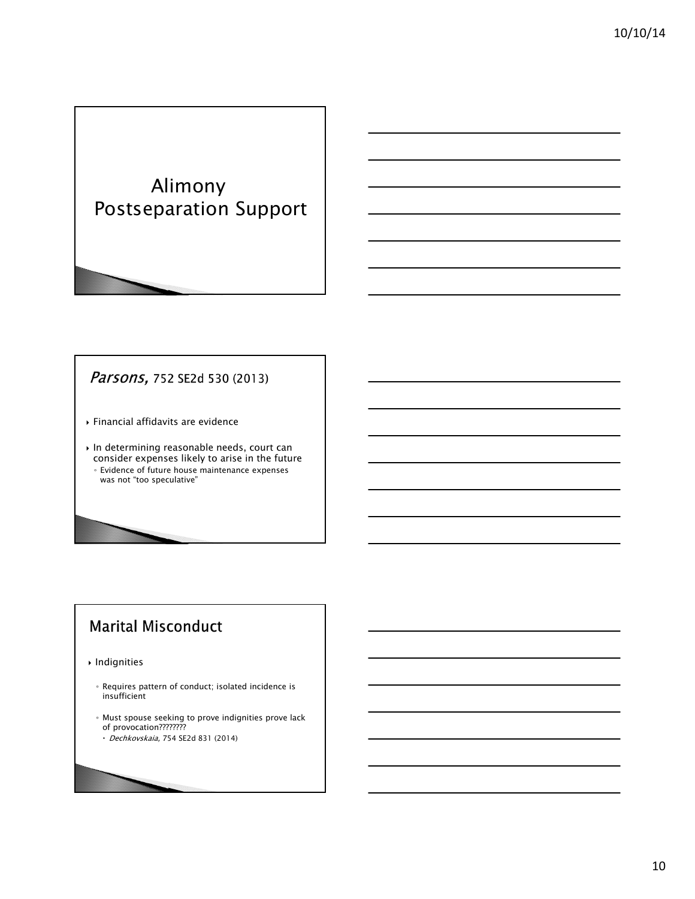## Alimony Postseparation Support

## *Parsons,* 752 SE2d 530 (2013)

- Financial affidavits are evidence
- In determining reasonable needs, court can consider expenses likely to arise in the future
  - Evidence of future house maintenance expenses was not "too speculative"

## Marital Misconduct

- Indignities
  - Requires pattern of conduct; isolated incidence is insufficient
  - Must spouse seeking to prove indignities prove lack of provocation????????
    - *Dechkovskaia*, 754 SE2d 831 (2014)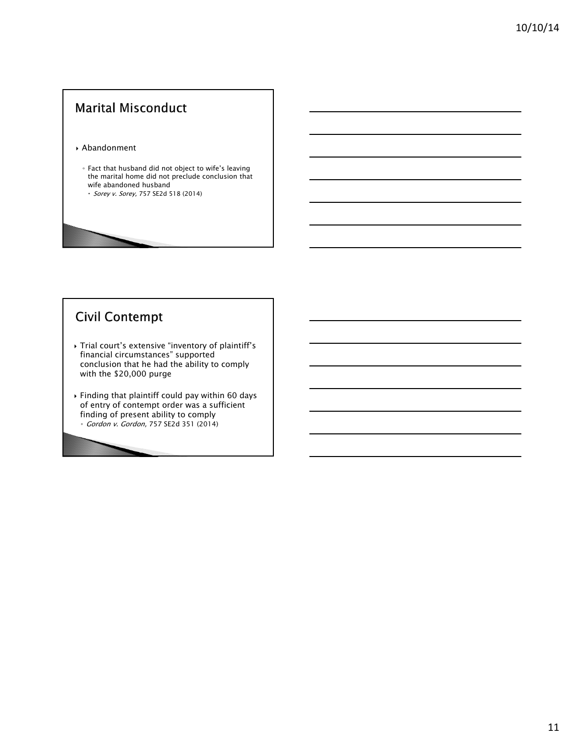## Marital Misconduct

- Abandonment
  - Fact that husband did not object to wife's leaving the marital home did not preclude conclusion that wife abandoned husband
    - *Sorey v. Sorey*, 757 SE2d 518 (2014)

## Civil Contempt

- Trial court's extensive "inventory of plaintiff's financial circumstances" supported conclusion that he had the ability to comply with the $20,000 purge
- Finding that plaintiff could pay within 60 days of entry of contempt order was a sufficient finding of present ability to comply
  - *Gordon v. Gordon*, 757 SE2d 351 (2014)